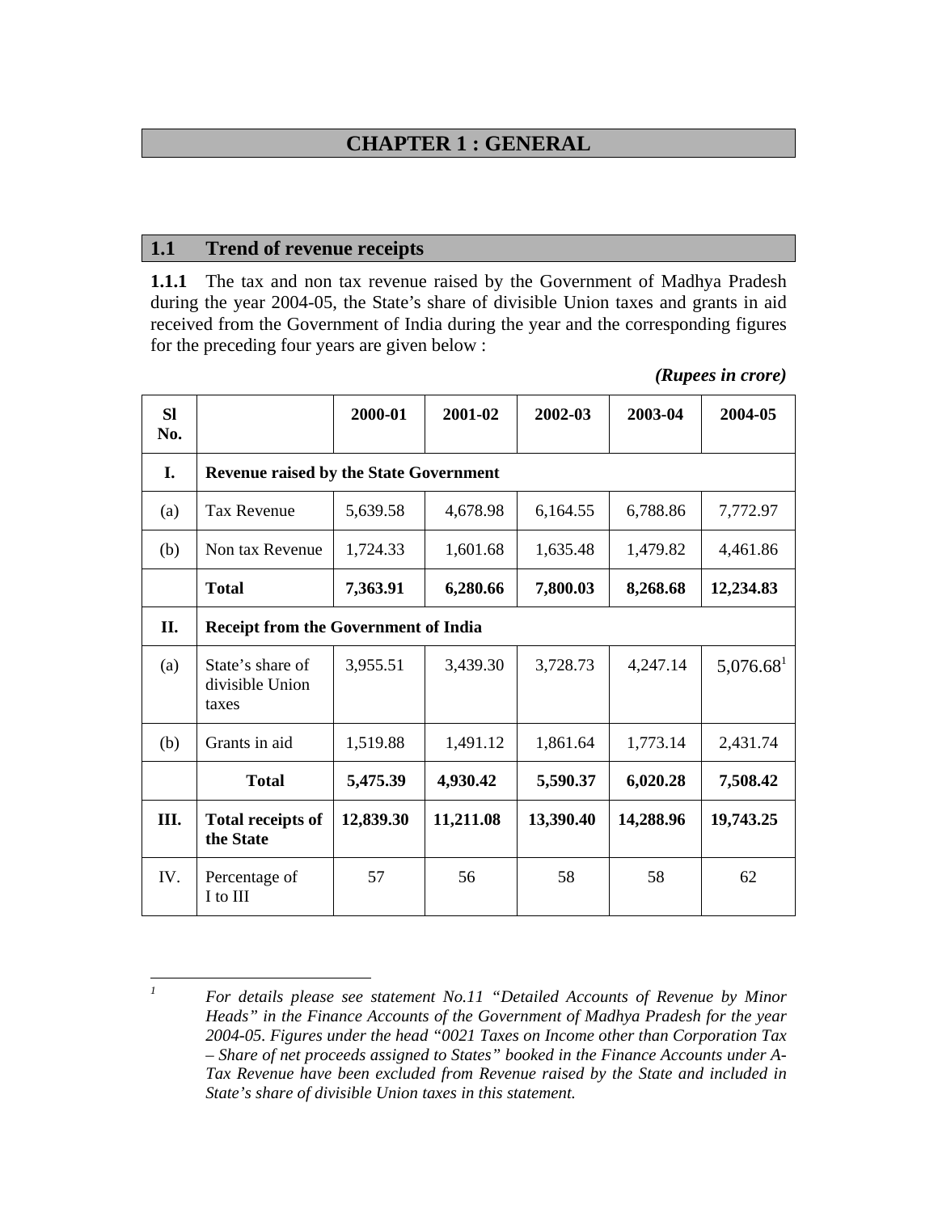# CHAPTER 1 : GENERAL

## 1.1 Trend of revenue receipts

**1.1.1** The tax and non tax revenue raised by the Government of Madhya Pradesh during the year 2004-05, the State's share of divisible Union taxes and grants in aid received from the Government of India during the year and the corresponding figures for the preceding four years are given below :

***(Rupees in crore)***

| Sl No. | | 2000-01 | 2001-02 | 2002-03 | 2003-04 | 2004-05 |
|---|---|---|---|---|---|---|
| **I.** | **Revenue raised by the State Government** | | | | | |
| (a) | Tax Revenue | 5,639.58 | 4,678.98 | 6,164.55 | 6,788.86 | 7,772.97 |
| (b) | Non tax Revenue | 1,724.33 | 1,601.68 | 1,635.48 | 1,479.82 | 4,461.86 |
| | **Total** | **7,363.91** | **6,280.66** | **7,800.03** | **8,268.68** | **12,234.83** |
| **II.** | **Receipt from the Government of India** | | | | | |
| (a) | State's share of divisible Union taxes | 3,955.51 | 3,439.30 | 3,728.73 | 4,247.14 | 5,076.68[1] |
| (b) | Grants in aid | 1,519.88 | 1,491.12 | 1,861.64 | 1,773.14 | 2,431.74 |
| | **Total** | **5,475.39** | **4,930.42** | **5,590.37** | **6,020.28** | **7,508.42** |
| **III.** | **Total receipts of the State** | **12,839.30** | **11,211.08** | **13,390.40** | **14,288.96** | **19,743.25** |
| IV. | Percentage of I to III | 57 | 56 | 58 | 58 | 62 |

---

[1] *For details please see statement No.11 "Detailed Accounts of Revenue by Minor Heads" in the Finance Accounts of the Government of Madhya Pradesh for the year 2004-05. Figures under the head "0021 Taxes on Income other than Corporation Tax – Share of net proceeds assigned to States" booked in the Finance Accounts under A-Tax Revenue have been excluded from Revenue raised by the State and included in State's share of divisible Union taxes in this statement.*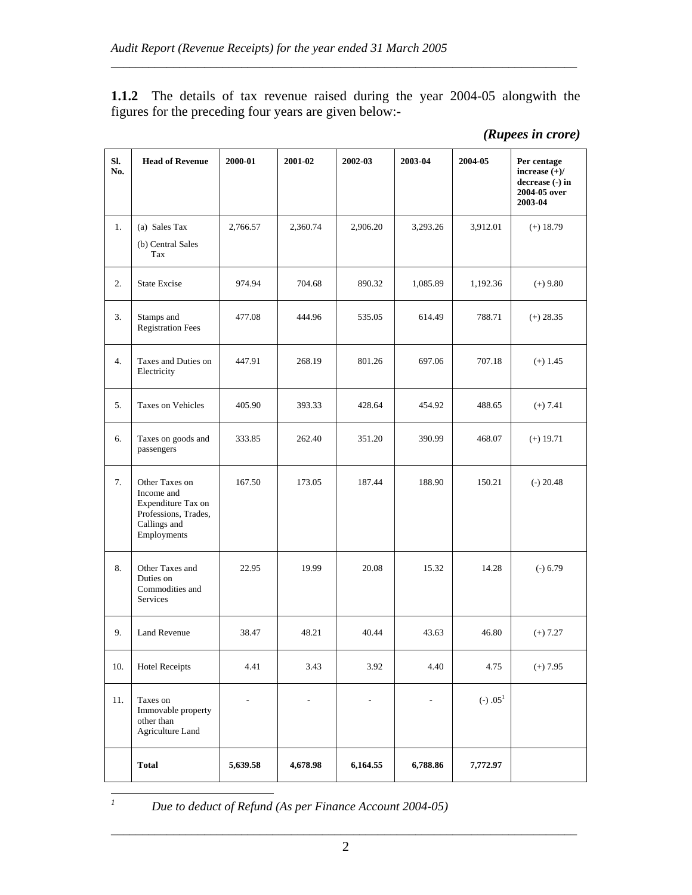**1.1.2** The details of tax revenue raised during the year 2004-05 alongwith the figures for the preceding four years are given below:-

***(Rupees in crore)***

| Sl. No. | Head of Revenue | 2000-01 | 2001-02 | 2002-03 | 2003-04 | 2004-05 | Per centage increase (+)/ decrease (-) in 2004-05 over 2003-04 |
|---|---|---|---|---|---|---|---|
| 1. | (a) Sales Tax<br>(b) Central Sales Tax | 2,766.57 | 2,360.74 | 2,906.20 | 3,293.26 | 3,912.01 | (+) 18.79 |
| 2. | State Excise | 974.94 | 704.68 | 890.32 | 1,085.89 | 1,192.36 | (+) 9.80 |
| 3. | Stamps and Registration Fees | 477.08 | 444.96 | 535.05 | 614.49 | 788.71 | (+) 28.35 |
| 4. | Taxes and Duties on Electricity | 447.91 | 268.19 | 801.26 | 697.06 | 707.18 | (+) 1.45 |
| 5. | Taxes on Vehicles | 405.90 | 393.33 | 428.64 | 454.92 | 488.65 | (+) 7.41 |
| 6. | Taxes on goods and passengers | 333.85 | 262.40 | 351.20 | 390.99 | 468.07 | (+) 19.71 |
| 7. | Other Taxes on Income and Expenditure Tax on Professions, Trades, Callings and Employments | 167.50 | 173.05 | 187.44 | 188.90 | 150.21 | (-) 20.48 |
| 8. | Other Taxes and Duties on Commodities and Services | 22.95 | 19.99 | 20.08 | 15.32 | 14.28 | (-) 6.79 |
| 9. | Land Revenue | 38.47 | 48.21 | 40.44 | 43.63 | 46.80 | (+) 7.27 |
| 10. | Hotel Receipts | 4.41 | 3.43 | 3.92 | 4.40 | 4.75 | (+) 7.95 |
| 11. | Taxes on Immovable property other than Agriculture Land | - | - | - | - | (-) .05[1] | |
| | **Total** | **5,639.58** | **4,678.98** | **6,164.55** | **6,788.86** | **7,772.97** | |

[1] *Due to deduct of Refund (As per Finance Account 2004-05)*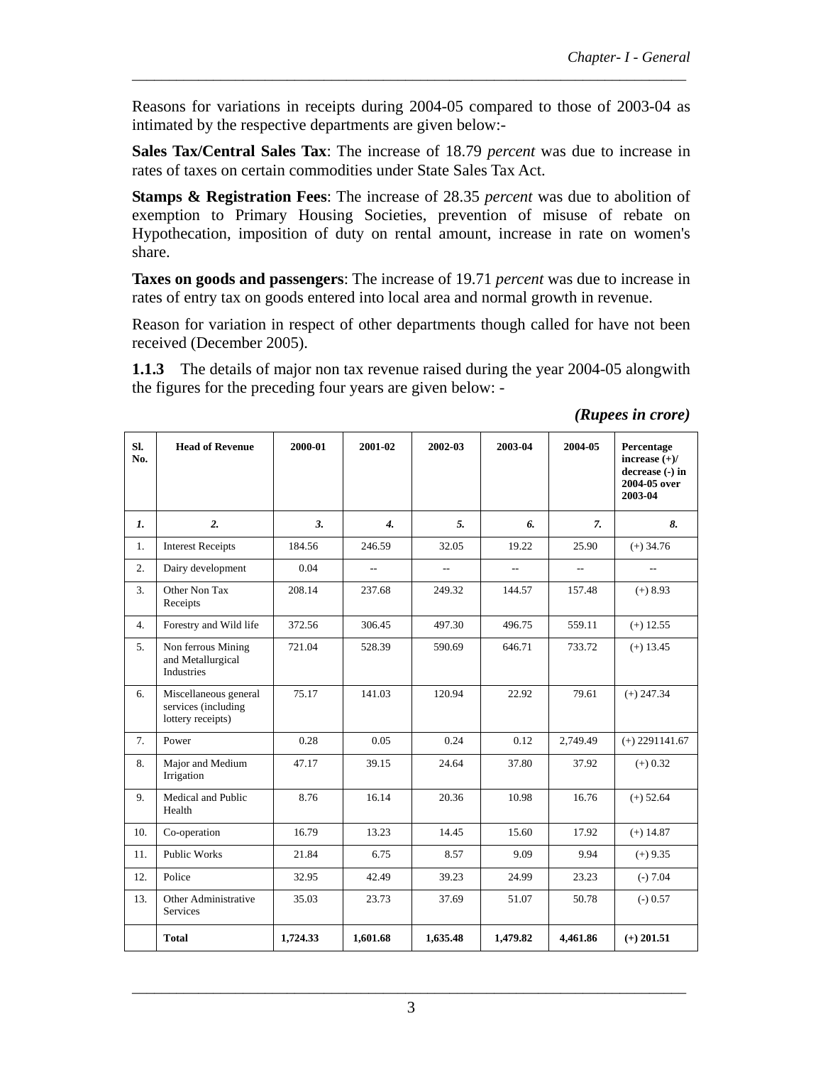Reasons for variations in receipts during 2004-05 compared to those of 2003-04 as intimated by the respective departments are given below:-

**Sales Tax/Central Sales Tax**: The increase of 18.79 *percent* was due to increase in rates of taxes on certain commodities under State Sales Tax Act.

**Stamps & Registration Fees**: The increase of 28.35 *percent* was due to abolition of exemption to Primary Housing Societies, prevention of misuse of rebate on Hypothecation, imposition of duty on rental amount, increase in rate on women's share.

**Taxes on goods and passengers**: The increase of 19.71 *percent* was due to increase in rates of entry tax on goods entered into local area and normal growth in revenue.

Reason for variation in respect of other departments though called for have not been received (December 2005).

**1.1.3** The details of major non tax revenue raised during the year 2004-05 alongwith the figures for the preceding four years are given below: -

***(Rupees in crore)***

| Sl. No. | Head of Revenue | 2000-01 | 2001-02 | 2002-03 | 2003-04 | 2004-05 | Percentage increase (+)/ decrease (-) in 2004-05 over 2003-04 |
|---|---|---|---|---|---|---|---|
| *1.* | *2.* | *3.* | *4.* | *5.* | *6.* | *7.* | *8.* |
| 1. | Interest Receipts | 184.56 | 246.59 | 32.05 | 19.22 | 25.90 | (+) 34.76 |
| 2. | Dairy development | 0.04 | -- | -- | -- | -- | -- |
| 3. | Other Non Tax Receipts | 208.14 | 237.68 | 249.32 | 144.57 | 157.48 | (+) 8.93 |
| 4. | Forestry and Wild life | 372.56 | 306.45 | 497.30 | 496.75 | 559.11 | (+) 12.55 |
| 5. | Non ferrous Mining and Metallurgical Industries | 721.04 | 528.39 | 590.69 | 646.71 | 733.72 | (+) 13.45 |
| 6. | Miscellaneous general services (including lottery receipts) | 75.17 | 141.03 | 120.94 | 22.92 | 79.61 | (+) 247.34 |
| 7. | Power | 0.28 | 0.05 | 0.24 | 0.12 | 2,749.49 | (+) 2291141.67 |
| 8. | Major and Medium Irrigation | 47.17 | 39.15 | 24.64 | 37.80 | 37.92 | (+) 0.32 |
| 9. | Medical and Public Health | 8.76 | 16.14 | 20.36 | 10.98 | 16.76 | (+) 52.64 |
| 10. | Co-operation | 16.79 | 13.23 | 14.45 | 15.60 | 17.92 | (+) 14.87 |
| 11. | Public Works | 21.84 | 6.75 | 8.57 | 9.09 | 9.94 | (+) 9.35 |
| 12. | Police | 32.95 | 42.49 | 39.23 | 24.99 | 23.23 | (-) 7.04 |
| 13. | Other Administrative Services | 35.03 | 23.73 | 37.69 | 51.07 | 50.78 | (-) 0.57 |
| | **Total** | **1,724.33** | **1,601.68** | **1,635.48** | **1,479.82** | **4,461.86** | **(+) 201.51** |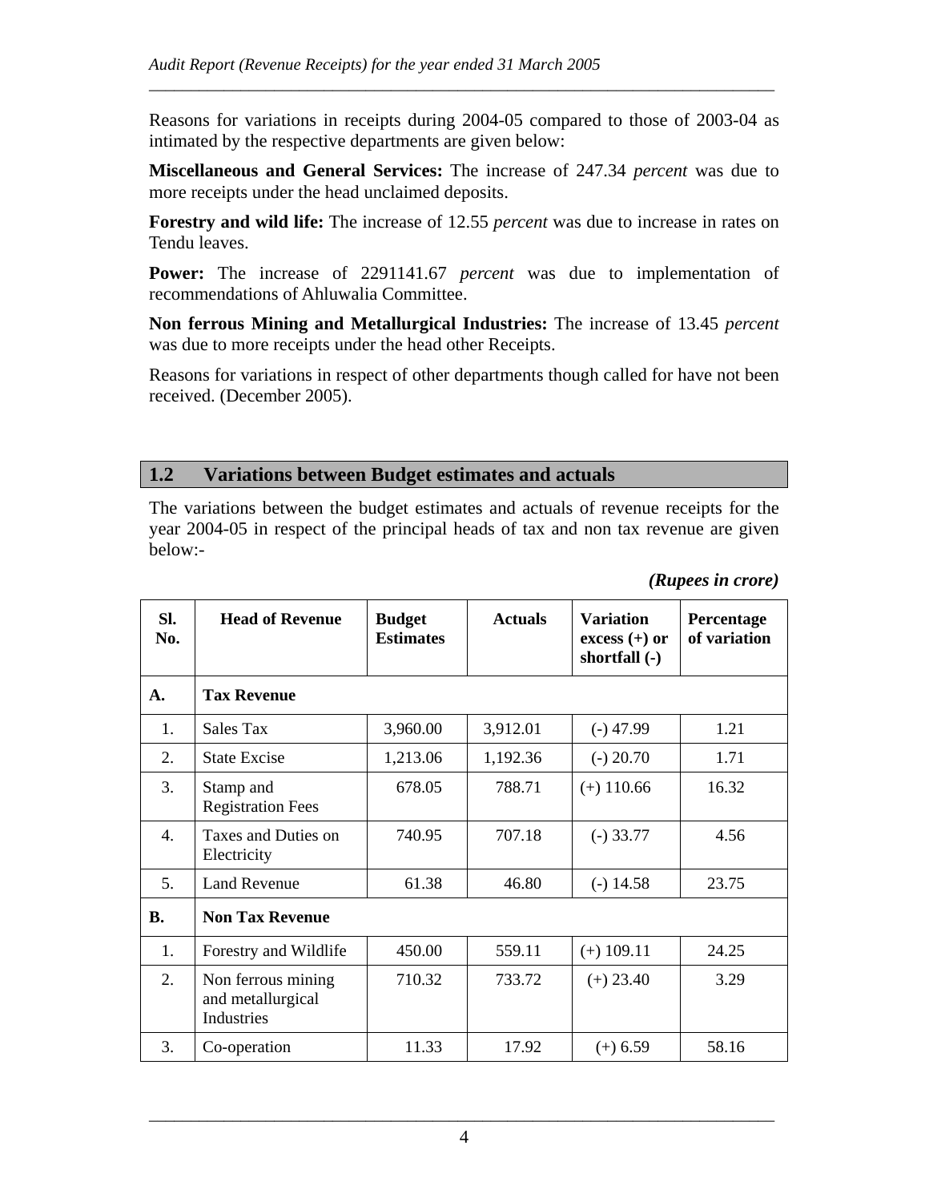Reasons for variations in receipts during 2004-05 compared to those of 2003-04 as intimated by the respective departments are given below:

**Miscellaneous and General Services:** The increase of 247.34 *percent* was due to more receipts under the head unclaimed deposits.

**Forestry and wild life:** The increase of 12.55 *percent* was due to increase in rates on Tendu leaves.

**Power:** The increase of 2291141.67 *percent* was due to implementation of recommendations of Ahluwalia Committee.

**Non ferrous Mining and Metallurgical Industries:** The increase of 13.45 *percent* was due to more receipts under the head other Receipts.

Reasons for variations in respect of other departments though called for have not been received. (December 2005).

## 1.2 Variations between Budget estimates and actuals

The variations between the budget estimates and actuals of revenue receipts for the year 2004-05 in respect of the principal heads of tax and non tax revenue are given below:-

***(Rupees in crore)***

| Sl. No. | Head of Revenue | Budget Estimates | Actuals | Variation excess (+) or shortfall (-) | Percentage of variation |
|---|---|---|---|---|---|
| **A.** | **Tax Revenue** | | | | |
| 1. | Sales Tax | 3,960.00 | 3,912.01 | (-) 47.99 | 1.21 |
| 2. | State Excise | 1,213.06 | 1,192.36 | (-) 20.70 | 1.71 |
| 3. | Stamp and Registration Fees | 678.05 | 788.71 | (+) 110.66 | 16.32 |
| 4. | Taxes and Duties on Electricity | 740.95 | 707.18 | (-) 33.77 | 4.56 |
| 5. | Land Revenue | 61.38 | 46.80 | (-) 14.58 | 23.75 |
| **B.** | **Non Tax Revenue** | | | | |
| 1. | Forestry and Wildlife | 450.00 | 559.11 | (+) 109.11 | 24.25 |
| 2. | Non ferrous mining and metallurgical Industries | 710.32 | 733.72 | (+) 23.40 | 3.29 |
| 3. | Co-operation | 11.33 | 17.92 | (+) 6.59 | 58.16 |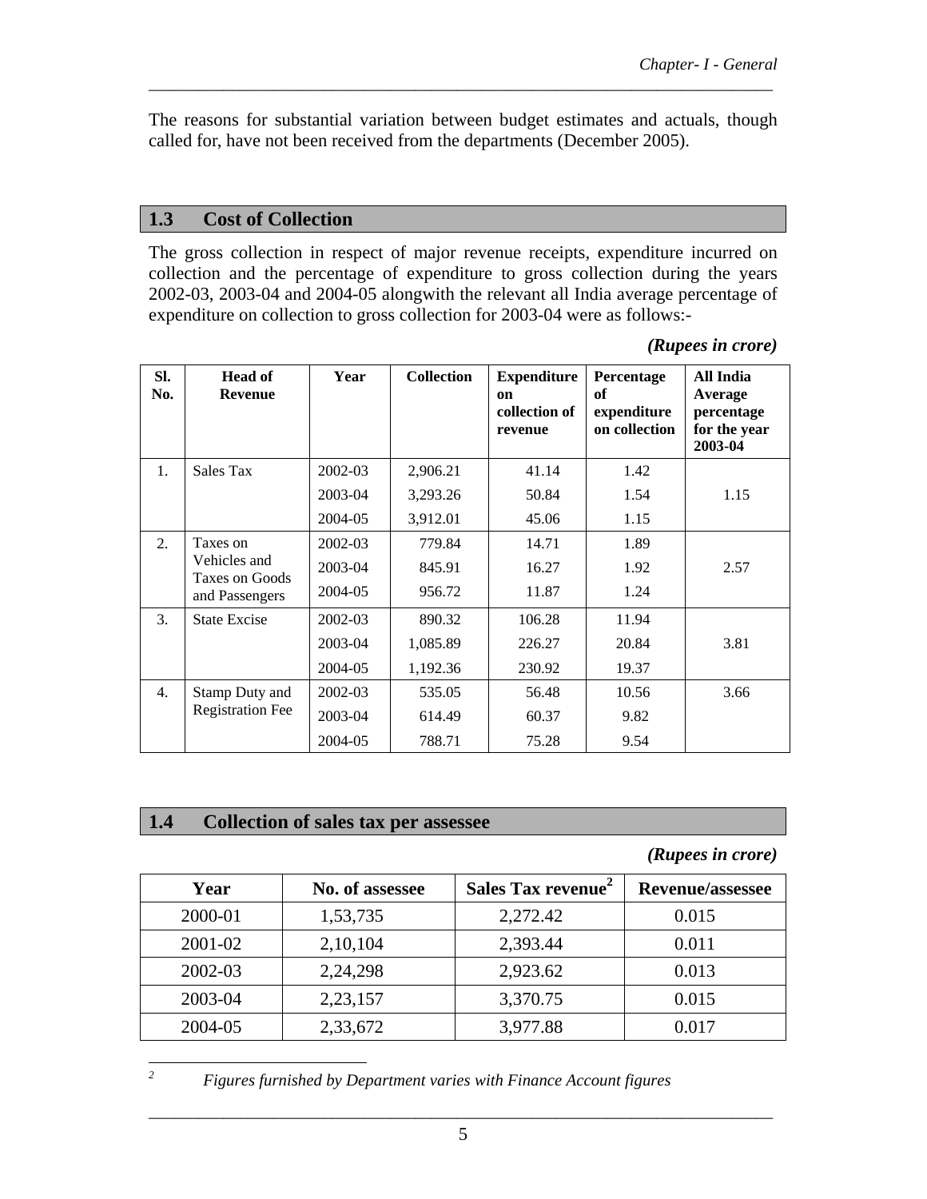The reasons for substantial variation between budget estimates and actuals, though called for, have not been received from the departments (December 2005).

## 1.3 Cost of Collection

The gross collection in respect of major revenue receipts, expenditure incurred on collection and the percentage of expenditure to gross collection during the years 2002-03, 2003-04 and 2004-05 alongwith the relevant all India average percentage of expenditure on collection to gross collection for 2003-04 were as follows:-

***(Rupees in crore)***

| Sl. No. | Head of Revenue | Year | Collection | Expenditure on collection of revenue | Percentage of expenditure on collection | All India Average percentage for the year 2003-04 |
|---|---|---|---|---|---|---|
| 1. | Sales Tax | 2002-03 | 2,906.21 | 41.14 | 1.42 | |
| | | 2003-04 | 3,293.26 | 50.84 | 1.54 | 1.15 |
| | | 2004-05 | 3,912.01 | 45.06 | 1.15 | |
| 2. | Taxes on Vehicles and Taxes on Goods and Passengers | 2002-03 | 779.84 | 14.71 | 1.89 | |
| | | 2003-04 | 845.91 | 16.27 | 1.92 | 2.57 |
| | | 2004-05 | 956.72 | 11.87 | 1.24 | |
| 3. | State Excise | 2002-03 | 890.32 | 106.28 | 11.94 | |
| | | 2003-04 | 1,085.89 | 226.27 | 20.84 | 3.81 |
| | | 2004-05 | 1,192.36 | 230.92 | 19.37 | |
| 4. | Stamp Duty and Registration Fee | 2002-03 | 535.05 | 56.48 | 10.56 | 3.66 |
| | | 2003-04 | 614.49 | 60.37 | 9.82 | |
| | | 2004-05 | 788.71 | 75.28 | 9.54 | |

## 1.4 Collection of sales tax per assessee

***(Rupees in crore)***

| Year | No. of assessee | Sales Tax revenue[2] | Revenue/assessee |
|---|---|---|---|
| 2000-01 | 1,53,735 | 2,272.42 | 0.015 |
| 2001-02 | 2,10,104 | 2,393.44 | 0.011 |
| 2002-03 | 2,24,298 | 2,923.62 | 0.013 |
| 2003-04 | 2,23,157 | 3,370.75 | 0.015 |
| 2004-05 | 2,33,672 | 3,977.88 | 0.017 |

[2] *Figures furnished by Department varies with Finance Account figures*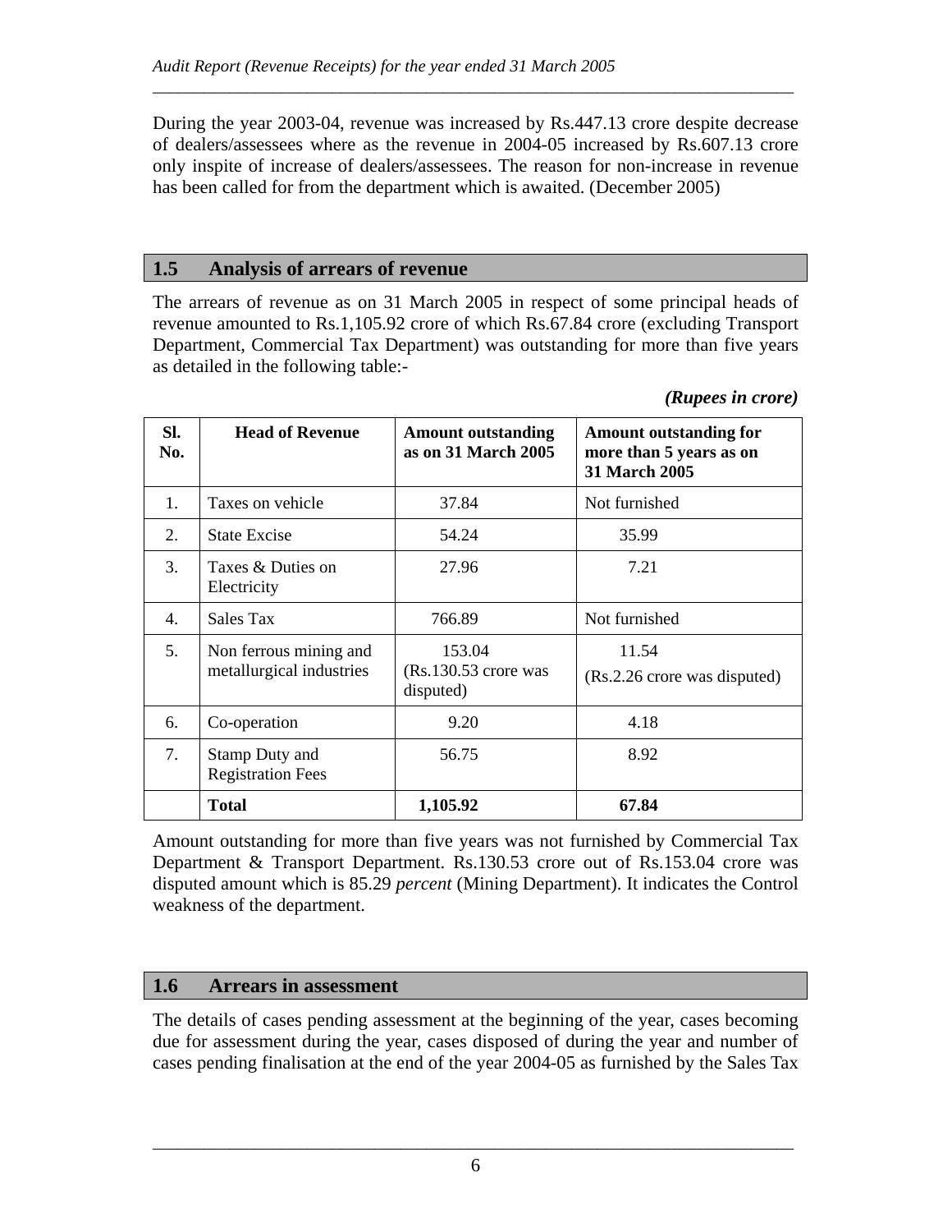During the year 2003-04, revenue was increased by Rs.447.13 crore despite decrease of dealers/assessees where as the revenue in 2004-05 increased by Rs.607.13 crore only inspite of increase of dealers/assessees. The reason for non-increase in revenue has been called for from the department which is awaited. (December 2005)

## 1.5 Analysis of arrears of revenue

The arrears of revenue as on 31 March 2005 in respect of some principal heads of revenue amounted to Rs.1,105.92 crore of which Rs.67.84 crore (excluding Transport Department, Commercial Tax Department) was outstanding for more than five years as detailed in the following table:-

***(Rupees in crore)***

| Sl. No. | Head of Revenue | Amount outstanding as on 31 March 2005 | Amount outstanding for more than 5 years as on 31 March 2005 |
|---|---|---|---|
| 1. | Taxes on vehicle | 37.84 | Not furnished |
| 2. | State Excise | 54.24 | 35.99 |
| 3. | Taxes & Duties on Electricity | 27.96 | 7.21 |
| 4. | Sales Tax | 766.89 | Not furnished |
| 5. | Non ferrous mining and metallurgical industries | 153.04 (Rs.130.53 crore was disputed) | 11.54 (Rs.2.26 crore was disputed) |
| 6. | Co-operation | 9.20 | 4.18 |
| 7. | Stamp Duty and Registration Fees | 56.75 | 8.92 |
| | **Total** | **1,105.92** | **67.84** |

Amount outstanding for more than five years was not furnished by Commercial Tax Department & Transport Department. Rs.130.53 crore out of Rs.153.04 crore was disputed amount which is 85.29 *percent* (Mining Department). It indicates the Control weakness of the department.

## 1.6 Arrears in assessment

The details of cases pending assessment at the beginning of the year, cases becoming due for assessment during the year, cases disposed of during the year and number of cases pending finalisation at the end of the year 2004-05 as furnished by the Sales Tax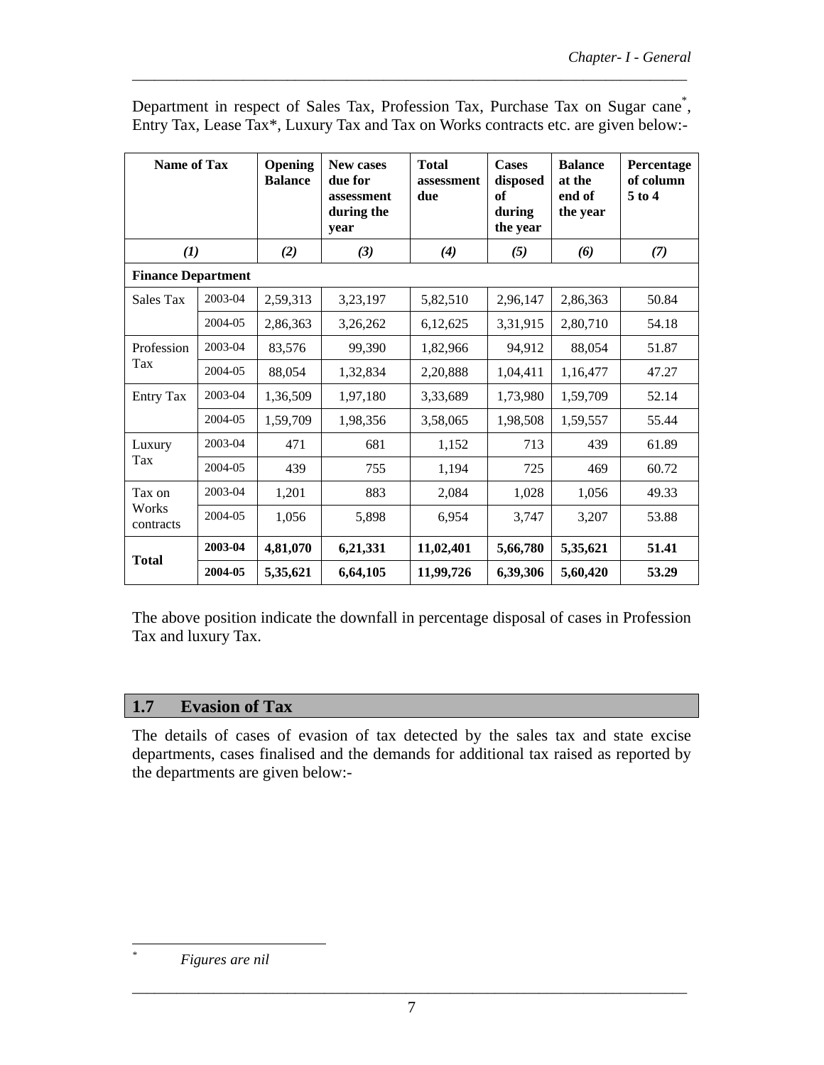Department in respect of Sales Tax, Profession Tax, Purchase Tax on Sugar cane*, Entry Tax, Lease Tax*, Luxury Tax and Tax on Works contracts etc. are given below:-

| Name of Tax | | Opening Balance | New cases due for assessment during the year | Total assessment due | Cases disposed of during the year | Balance at the end of the year | Percentage of column 5 to 4 |
|---|---|---|---|---|---|---|---|
| *(1)* | | *(2)* | *(3)* | *(4)* | *(5)* | *(6)* | *(7)* |
| **Finance Department** | | | | | | | |
| Sales Tax | 2003-04 | 2,59,313 | 3,23,197 | 5,82,510 | 2,96,147 | 2,86,363 | 50.84 |
| | 2004-05 | 2,86,363 | 3,26,262 | 6,12,625 | 3,31,915 | 2,80,710 | 54.18 |
| Profession Tax | 2003-04 | 83,576 | 99,390 | 1,82,966 | 94,912 | 88,054 | 51.87 |
| | 2004-05 | 88,054 | 1,32,834 | 2,20,888 | 1,04,411 | 1,16,477 | 47.27 |
| Entry Tax | 2003-04 | 1,36,509 | 1,97,180 | 3,33,689 | 1,73,980 | 1,59,709 | 52.14 |
| | 2004-05 | 1,59,709 | 1,98,356 | 3,58,065 | 1,98,508 | 1,59,557 | 55.44 |
| Luxury Tax | 2003-04 | 471 | 681 | 1,152 | 713 | 439 | 61.89 |
| | 2004-05 | 439 | 755 | 1,194 | 725 | 469 | 60.72 |
| Tax on Works contracts | 2003-04 | 1,201 | 883 | 2,084 | 1,028 | 1,056 | 49.33 |
| | 2004-05 | 1,056 | 5,898 | 6,954 | 3,747 | 3,207 | 53.88 |
| **Total** | **2003-04** | **4,81,070** | **6,21,331** | **11,02,401** | **5,66,780** | **5,35,621** | **51.41** |
| | **2004-05** | **5,35,621** | **6,64,105** | **11,99,726** | **6,39,306** | **5,60,420** | **53.29** |

The above position indicate the downfall in percentage disposal of cases in Profession Tax and luxury Tax.

## 1.7 Evasion of Tax

The details of cases of evasion of tax detected by the sales tax and state excise departments, cases finalised and the demands for additional tax raised as reported by the departments are given below:-

---

\* *Figures are nil*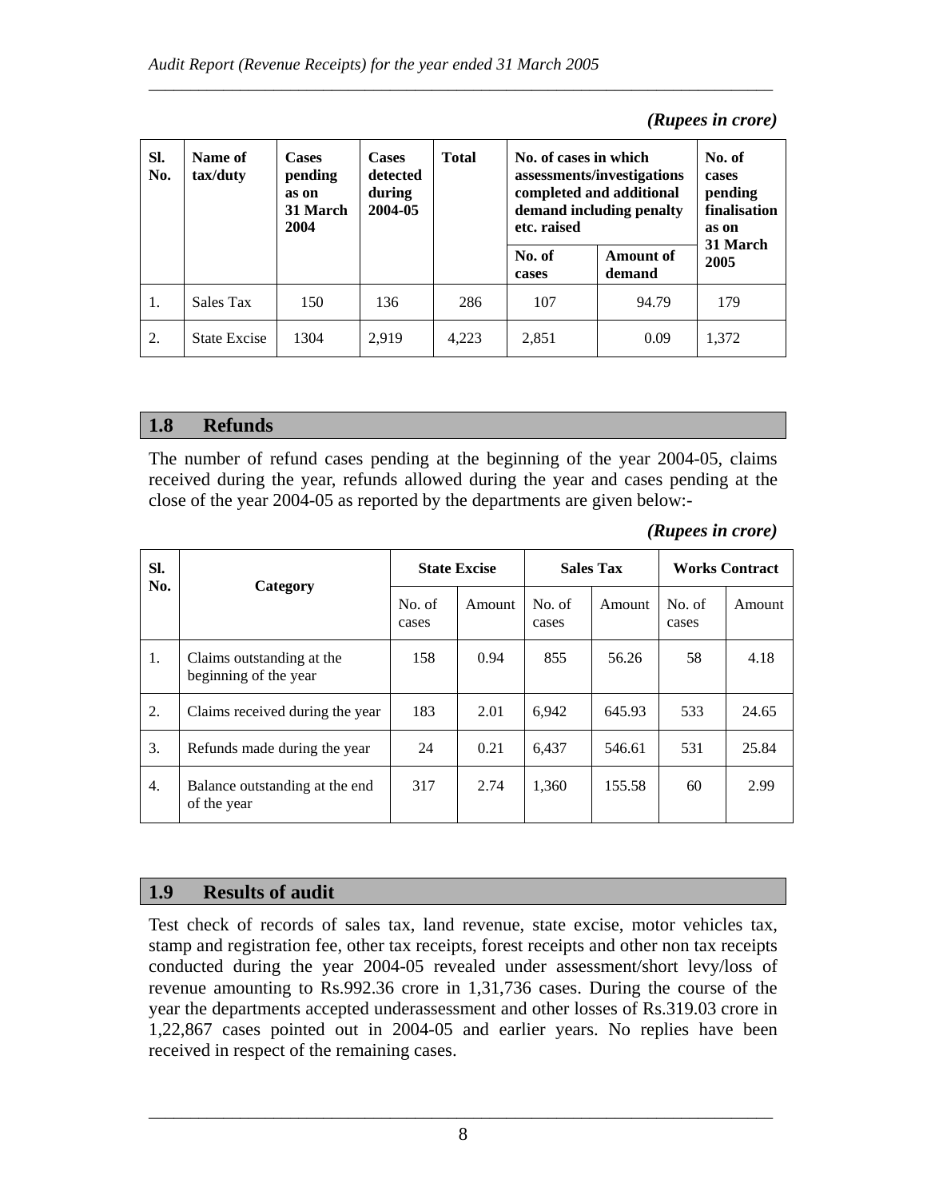*(Rupees in crore)*

| Sl. No. | Name of tax/duty | Cases pending as on 31 March 2004 | Cases detected during 2004-05 | Total | No. of cases in which assessments/investigations completed and additional demand including penalty etc. raised | | No. of cases pending finalisation as on 31 March 2005 |
|---|---|---|---|---|---|---|---|
| | | | | | No. of cases | Amount of demand | |
| 1. | Sales Tax | 150 | 136 | 286 | 107 | 94.79 | 179 |
| 2. | State Excise | 1304 | 2,919 | 4,223 | 2,851 | 0.09 | 1,372 |

## 1.8 Refunds

The number of refund cases pending at the beginning of the year 2004-05, claims received during the year, refunds allowed during the year and cases pending at the close of the year 2004-05 as reported by the departments are given below:-

*(Rupees in crore)*

| Sl. No. | Category | State Excise | | Sales Tax | | Works Contract | |
|---|---|---|---|---|---|---|---|
| | | No. of cases | Amount | No. of cases | Amount | No. of cases | Amount |
| 1. | Claims outstanding at the beginning of the year | 158 | 0.94 | 855 | 56.26 | 58 | 4.18 |
| 2. | Claims received during the year | 183 | 2.01 | 6,942 | 645.93 | 533 | 24.65 |
| 3. | Refunds made during the year | 24 | 0.21 | 6,437 | 546.61 | 531 | 25.84 |
| 4. | Balance outstanding at the end of the year | 317 | 2.74 | 1,360 | 155.58 | 60 | 2.99 |

## 1.9 Results of audit

Test check of records of sales tax, land revenue, state excise, motor vehicles tax, stamp and registration fee, other tax receipts, forest receipts and other non tax receipts conducted during the year 2004-05 revealed under assessment/short levy/loss of revenue amounting to Rs.992.36 crore in 1,31,736 cases. During the course of the year the departments accepted underassessment and other losses of Rs.319.03 crore in 1,22,867 cases pointed out in 2004-05 and earlier years. No replies have been received in respect of the remaining cases.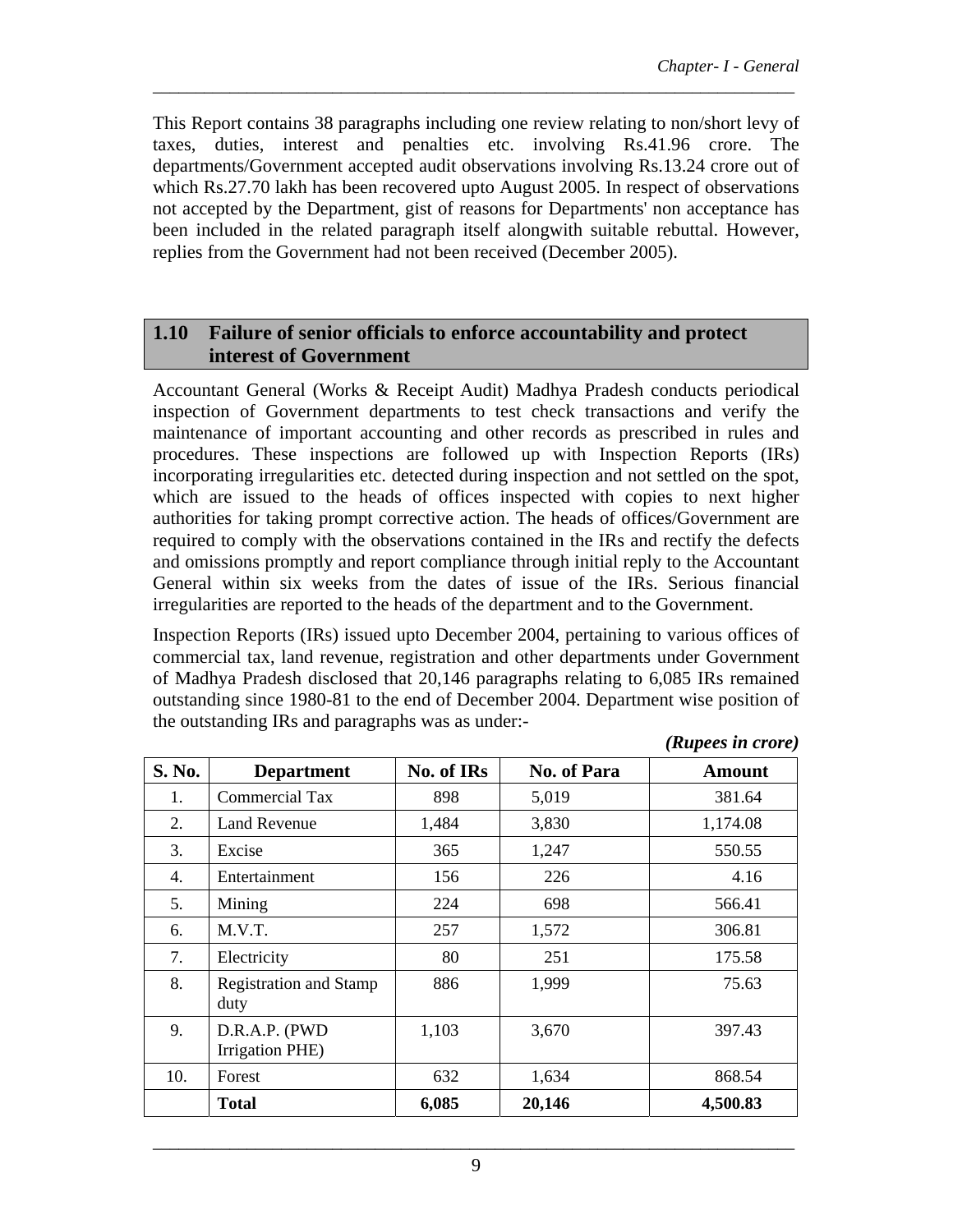This Report contains 38 paragraphs including one review relating to non/short levy of taxes, duties, interest and penalties etc. involving Rs.41.96 crore. The departments/Government accepted audit observations involving Rs.13.24 crore out of which Rs.27.70 lakh has been recovered upto August 2005. In respect of observations not accepted by the Department, gist of reasons for Departments' non acceptance has been included in the related paragraph itself alongwith suitable rebuttal. However, replies from the Government had not been received (December 2005).

## 1.10 Failure of senior officials to enforce accountability and protect interest of Government

Accountant General (Works & Receipt Audit) Madhya Pradesh conducts periodical inspection of Government departments to test check transactions and verify the maintenance of important accounting and other records as prescribed in rules and procedures. These inspections are followed up with Inspection Reports (IRs) incorporating irregularities etc. detected during inspection and not settled on the spot, which are issued to the heads of offices inspected with copies to next higher authorities for taking prompt corrective action. The heads of offices/Government are required to comply with the observations contained in the IRs and rectify the defects and omissions promptly and report compliance through initial reply to the Accountant General within six weeks from the dates of issue of the IRs. Serious financial irregularities are reported to the heads of the department and to the Government.

Inspection Reports (IRs) issued upto December 2004, pertaining to various offices of commercial tax, land revenue, registration and other departments under Government of Madhya Pradesh disclosed that 20,146 paragraphs relating to 6,085 IRs remained outstanding since 1980-81 to the end of December 2004. Department wise position of the outstanding IRs and paragraphs was as under:-

*(Rupees in crore)*

| S. No. | Department | No. of IRs | No. of Para | Amount |
|---|---|---|---|---|
| 1. | Commercial Tax | 898 | 5,019 | 381.64 |
| 2. | Land Revenue | 1,484 | 3,830 | 1,174.08 |
| 3. | Excise | 365 | 1,247 | 550.55 |
| 4. | Entertainment | 156 | 226 | 4.16 |
| 5. | Mining | 224 | 698 | 566.41 |
| 6. | M.V.T. | 257 | 1,572 | 306.81 |
| 7. | Electricity | 80 | 251 | 175.58 |
| 8. | Registration and Stamp duty | 886 | 1,999 | 75.63 |
| 9. | D.R.A.P. (PWD Irrigation PHE) | 1,103 | 3,670 | 397.43 |
| 10. | Forest | 632 | 1,634 | 868.54 |
| | **Total** | **6,085** | **20,146** | **4,500.83** |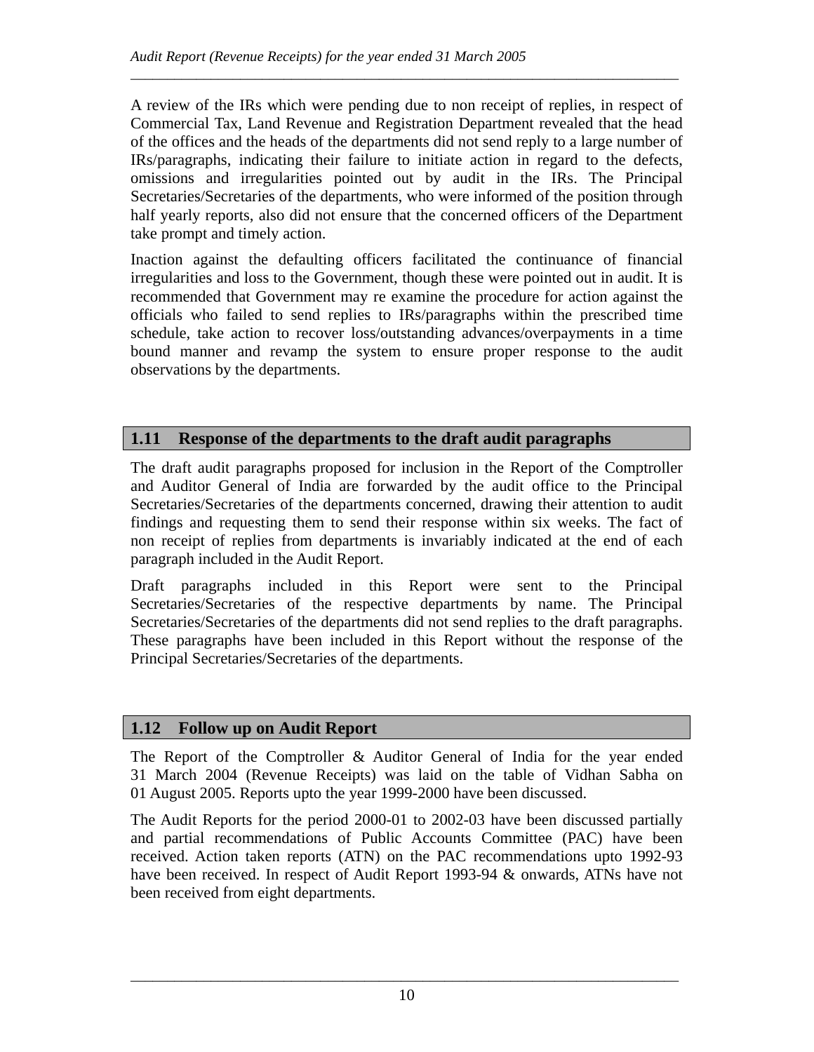A review of the IRs which were pending due to non receipt of replies, in respect of Commercial Tax, Land Revenue and Registration Department revealed that the head of the offices and the heads of the departments did not send reply to a large number of IRs/paragraphs, indicating their failure to initiate action in regard to the defects, omissions and irregularities pointed out by audit in the IRs. The Principal Secretaries/Secretaries of the departments, who were informed of the position through half yearly reports, also did not ensure that the concerned officers of the Department take prompt and timely action.

Inaction against the defaulting officers facilitated the continuance of financial irregularities and loss to the Government, though these were pointed out in audit. It is recommended that Government may re examine the procedure for action against the officials who failed to send replies to IRs/paragraphs within the prescribed time schedule, take action to recover loss/outstanding advances/overpayments in a time bound manner and revamp the system to ensure proper response to the audit observations by the departments.

## 1.11 Response of the departments to the draft audit paragraphs

The draft audit paragraphs proposed for inclusion in the Report of the Comptroller and Auditor General of India are forwarded by the audit office to the Principal Secretaries/Secretaries of the departments concerned, drawing their attention to audit findings and requesting them to send their response within six weeks. The fact of non receipt of replies from departments is invariably indicated at the end of each paragraph included in the Audit Report.

Draft paragraphs included in this Report were sent to the Principal Secretaries/Secretaries of the respective departments by name. The Principal Secretaries/Secretaries of the departments did not send replies to the draft paragraphs. These paragraphs have been included in this Report without the response of the Principal Secretaries/Secretaries of the departments.

## 1.12 Follow up on Audit Report

The Report of the Comptroller & Auditor General of India for the year ended 31 March 2004 (Revenue Receipts) was laid on the table of Vidhan Sabha on 01 August 2005. Reports upto the year 1999-2000 have been discussed.

The Audit Reports for the period 2000-01 to 2002-03 have been discussed partially and partial recommendations of Public Accounts Committee (PAC) have been received. Action taken reports (ATN) on the PAC recommendations upto 1992-93 have been received. In respect of Audit Report 1993-94 & onwards, ATNs have not been received from eight departments.